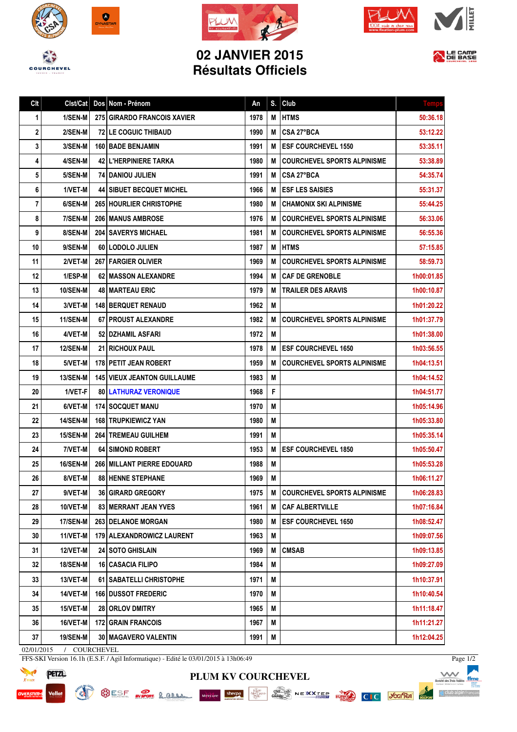# 02 JANVIER 2015
# Résultats Officiels

| Clt | Clst/Cat | Dos | Nom - Prénom | An | S. | Club | Temps |
|---|---|---|---|---|---|---|---|
| 1 | 1/SEN-M | 275 | GIRARDO FRANCOIS XAVIER | 1978 | M | HTMS | 50:36.18 |
| 2 | 2/SEN-M | 72 | LE COGUIC THIBAUD | 1990 | M | CSA 27°BCA | 53:12.22 |
| 3 | 3/SEN-M | 160 | BADE BENJAMIN | 1991 | M | ESF COURCHEVEL 1550 | 53:35.11 |
| 4 | 4/SEN-M | 42 | L'HERPINIERE TARKA | 1980 | M | COURCHEVEL SPORTS ALPINISME | 53:38.89 |
| 5 | 5/SEN-M | 74 | DANIOU JULIEN | 1991 | M | CSA 27°BCA | 54:35.74 |
| 6 | 1/VET-M | 44 | SIBUET BECQUET MICHEL | 1966 | M | ESF LES SAISIES | 55:31.37 |
| 7 | 6/SEN-M | 265 | HOURLIER CHRISTOPHE | 1980 | M | CHAMONIX SKI ALPINISME | 55:44.25 |
| 8 | 7/SEN-M | 206 | MANUS AMBROSE | 1976 | M | COURCHEVEL SPORTS ALPINISME | 56:33.06 |
| 9 | 8/SEN-M | 204 | SAVERYS MICHAEL | 1981 | M | COURCHEVEL SPORTS ALPINISME | 56:55.36 |
| 10 | 9/SEN-M | 60 | LODOLO JULIEN | 1987 | M | HTMS | 57:15.85 |
| 11 | 2/VET-M | 267 | FARGIER OLIVIER | 1969 | M | COURCHEVEL SPORTS ALPINISME | 58:59.73 |
| 12 | 1/ESP-M | 62 | MASSON ALEXANDRE | 1994 | M | CAF DE GRENOBLE | 1h00:01.85 |
| 13 | 10/SEN-M | 48 | MARTEAU ERIC | 1979 | M | TRAILER DES ARAVIS | 1h00:10.87 |
| 14 | 3/VET-M | 148 | BERQUET RENAUD | 1962 | M | | 1h01:20.22 |
| 15 | 11/SEN-M | 67 | PROUST ALEXANDRE | 1982 | M | COURCHEVEL SPORTS ALPINISME | 1h01:37.79 |
| 16 | 4/VET-M | 52 | DZHAMIL ASFARI | 1972 | M | | 1h01:38.00 |
| 17 | 12/SEN-M | 21 | RICHOUX PAUL | 1978 | M | ESF COURCHEVEL 1650 | 1h03:56.55 |
| 18 | 5/VET-M | 178 | PETIT JEAN ROBERT | 1959 | M | COURCHEVEL SPORTS ALPINISME | 1h04:13.51 |
| 19 | 13/SEN-M | 145 | VIEUX JEANTON GUILLAUME | 1983 | M | | 1h04:14.52 |
| 20 | 1/VET-F | 80 | LATHURAZ VERONIQUE | 1968 | F | | 1h04:51.77 |
| 21 | 6/VET-M | 174 | SOCQUET MANU | 1970 | M | | 1h05:14.96 |
| 22 | 14/SEN-M | 168 | TRUPKIEWICZ YAN | 1980 | M | | 1h05:33.80 |
| 23 | 15/SEN-M | 264 | TREMEAU GUILHEM | 1991 | M | | 1h05:35.14 |
| 24 | 7/VET-M | 64 | SIMOND ROBERT | 1953 | M | ESF COURCHEVEL 1850 | 1h05:50.47 |
| 25 | 16/SEN-M | 266 | MILLANT PIERRE EDOUARD | 1988 | M | | 1h05:53.28 |
| 26 | 8/VET-M | 88 | HENNE STEPHANE | 1969 | M | | 1h06:11.27 |
| 27 | 9/VET-M | 36 | GIRARD GREGORY | 1975 | M | COURCHEVEL SPORTS ALPINISME | 1h06:28.83 |
| 28 | 10/VET-M | 83 | MERRANT JEAN YVES | 1961 | M | CAF ALBERTVILLE | 1h07:16.84 |
| 29 | 17/SEN-M | 263 | DELANOE MORGAN | 1980 | M | ESF COURCHEVEL 1650 | 1h08:52.47 |
| 30 | 11/VET-M | 179 | ALEXANDROWICZ LAURENT | 1963 | M | | 1h09:07.56 |
| 31 | 12/VET-M | 24 | SOTO GHISLAIN | 1969 | M | CMSAB | 1h09:13.85 |
| 32 | 18/SEN-M | 16 | CASACIA FILIPO | 1984 | M | | 1h09:27.09 |
| 33 | 13/VET-M | 61 | SABATELLI CHRISTOPHE | 1971 | M | | 1h10:37.91 |
| 34 | 14/VET-M | 166 | DUSSOT FREDERIC | 1970 | M | | 1h10:40.54 |
| 35 | 15/VET-M | 28 | ORLOV DMITRY | 1965 | M | | 1h11:18.47 |
| 36 | 16/VET-M | 172 | GRAIN FRANCOIS | 1967 | M | | 1h11:21.27 |
| 37 | 19/SEN-M | 30 | MAGAVERO VALENTIN | 1991 | M | | 1h12:04.25 |

02/01/2015 / COURCHEVEL

FFS-SKI Version 16.1h (E.S.F. / Agil Informatique) - Edité le 03/01/2015 à 13h06:49

PLUM KV COURCHEVEL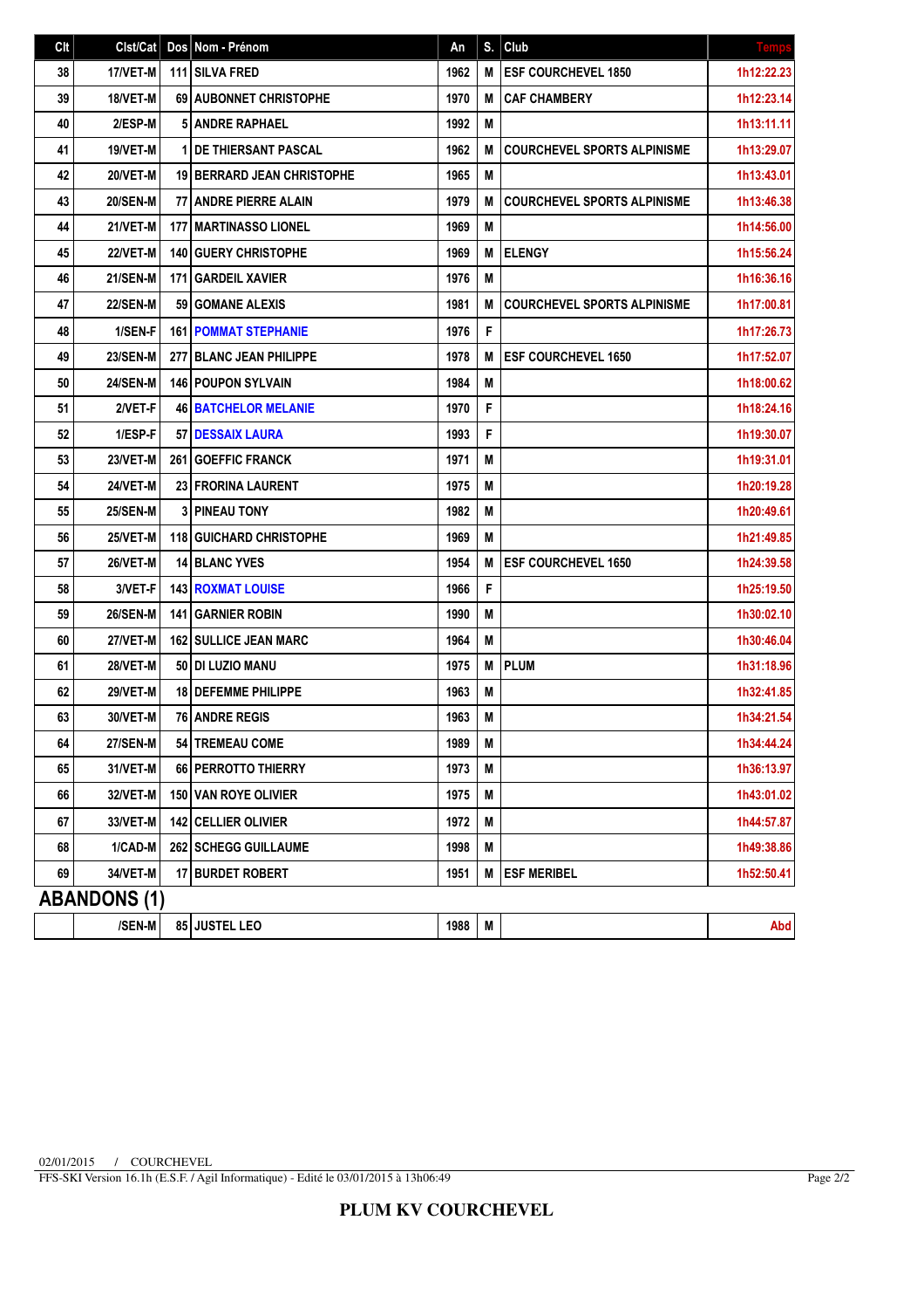| Clt | Clst/Cat | Dos | Nom - Prénom | An | S. | Club | Temps |
|---|---|---|---|---|---|---|---|
| 38 | 17/VET-M | 111 | SILVA FRED | 1962 | M | ESF COURCHEVEL 1850 | 1h12:22.23 |
| 39 | 18/VET-M | 69 | AUBONNET CHRISTOPHE | 1970 | M | CAF CHAMBERY | 1h12:23.14 |
| 40 | 2/ESP-M | 5 | ANDRE RAPHAEL | 1992 | M | | 1h13:11.11 |
| 41 | 19/VET-M | 1 | DE THIERSANT PASCAL | 1962 | M | COURCHEVEL SPORTS ALPINISME | 1h13:29.07 |
| 42 | 20/VET-M | 19 | BERRARD JEAN CHRISTOPHE | 1965 | M | | 1h13:43.01 |
| 43 | 20/SEN-M | 77 | ANDRE PIERRE ALAIN | 1979 | M | COURCHEVEL SPORTS ALPINISME | 1h13:46.38 |
| 44 | 21/VET-M | 177 | MARTINASSO LIONEL | 1969 | M | | 1h14:56.00 |
| 45 | 22/VET-M | 140 | GUERY CHRISTOPHE | 1969 | M | ELENGY | 1h15:56.24 |
| 46 | 21/SEN-M | 171 | GARDEIL XAVIER | 1976 | M | | 1h16:36.16 |
| 47 | 22/SEN-M | 59 | GOMANE ALEXIS | 1981 | M | COURCHEVEL SPORTS ALPINISME | 1h17:00.81 |
| 48 | 1/SEN-F | 161 | POMMAT STEPHANIE | 1976 | F | | 1h17:26.73 |
| 49 | 23/SEN-M | 277 | BLANC JEAN PHILIPPE | 1978 | M | ESF COURCHEVEL 1650 | 1h17:52.07 |
| 50 | 24/SEN-M | 146 | POUPON SYLVAIN | 1984 | M | | 1h18:00.62 |
| 51 | 2/VET-F | 46 | BATCHELOR MELANIE | 1970 | F | | 1h18:24.16 |
| 52 | 1/ESP-F | 57 | DESSAIX LAURA | 1993 | F | | 1h19:30.07 |
| 53 | 23/VET-M | 261 | GOEFFIC FRANCK | 1971 | M | | 1h19:31.01 |
| 54 | 24/VET-M | 23 | FRORINA LAURENT | 1975 | M | | 1h20:19.28 |
| 55 | 25/SEN-M | 3 | PINEAU TONY | 1982 | M | | 1h20:49.61 |
| 56 | 25/VET-M | 118 | GUICHARD CHRISTOPHE | 1969 | M | | 1h21:49.85 |
| 57 | 26/VET-M | 14 | BLANC YVES | 1954 | M | ESF COURCHEVEL 1650 | 1h24:39.58 |
| 58 | 3/VET-F | 143 | ROXMAT LOUISE | 1966 | F | | 1h25:19.50 |
| 59 | 26/SEN-M | 141 | GARNIER ROBIN | 1990 | M | | 1h30:02.10 |
| 60 | 27/VET-M | 162 | SULLICE JEAN MARC | 1964 | M | | 1h30:46.04 |
| 61 | 28/VET-M | 50 | DI LUZIO MANU | 1975 | M | PLUM | 1h31:18.96 |
| 62 | 29/VET-M | 18 | DEFEMME PHILIPPE | 1963 | M | | 1h32:41.85 |
| 63 | 30/VET-M | 76 | ANDRE REGIS | 1963 | M | | 1h34:21.54 |
| 64 | 27/SEN-M | 54 | TREMEAU COME | 1989 | M | | 1h34:44.24 |
| 65 | 31/VET-M | 66 | PERROTTO THIERRY | 1973 | M | | 1h36:13.97 |
| 66 | 32/VET-M | 150 | VAN ROYE OLIVIER | 1975 | M | | 1h43:01.02 |
| 67 | 33/VET-M | 142 | CELLIER OLIVIER | 1972 | M | | 1h44:57.87 |
| 68 | 1/CAD-M | 262 | SCHEGG GUILLAUME | 1998 | M | | 1h49:38.86 |
| 69 | 34/VET-M | 17 | BURDET ROBERT | 1951 | M | ESF MERIBEL | 1h52:50.41 |

## ABANDONS (1)

| | | | | | | | |
|---|---|---|---|---|---|---|---|
| | /SEN-M | 85 | JUSTEL LEO | 1988 | M | | Abd |

02/01/2015 / COURCHEVEL

FFS-SKI Version 16.1h (E.S.F. / Agil Informatique) - Edité le 03/01/2015 à 13h06:49

**PLUM KV COURCHEVEL**